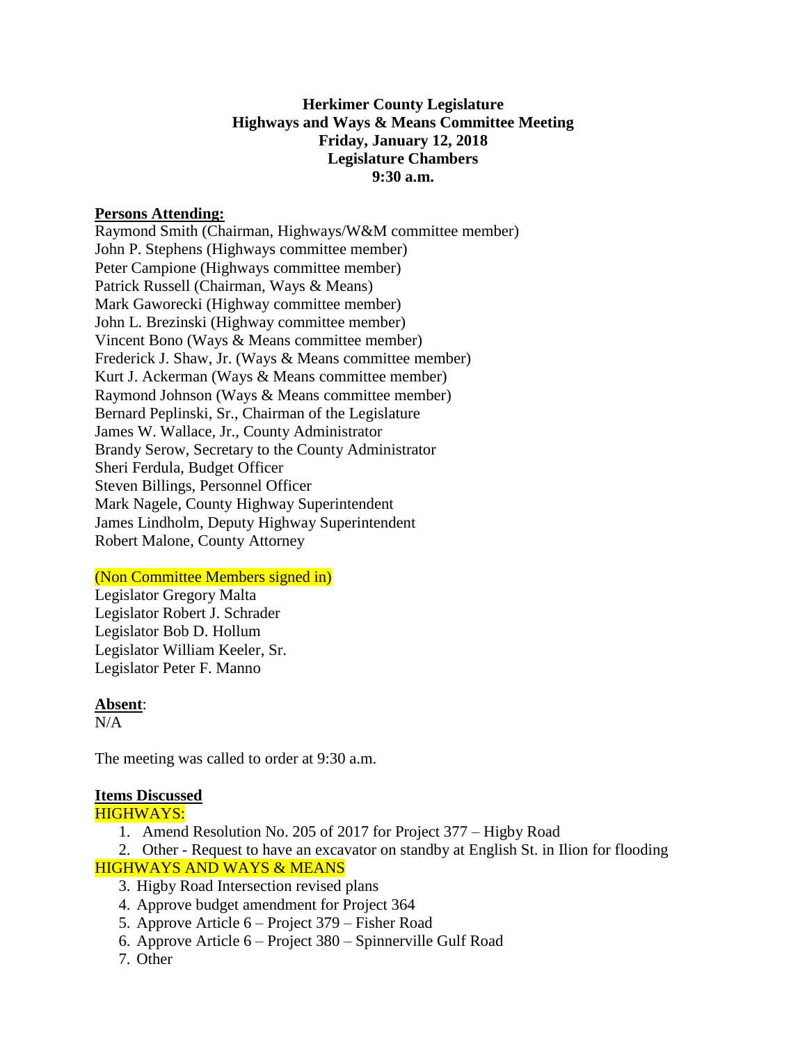**Herkimer County Legislature**
**Highways and Ways & Means Committee Meeting**
**Friday, January 12, 2018**
**Legislature Chambers**
**9:30 a.m.**

**Persons Attending:**

Raymond Smith (Chairman, Highways/W&M committee member)
John P. Stephens (Highways committee member)
Peter Campione (Highways committee member)
Patrick Russell (Chairman, Ways & Means)
Mark Gaworecki (Highway committee member)
John L. Brezinski (Highway committee member)
Vincent Bono (Ways & Means committee member)
Frederick J. Shaw, Jr. (Ways & Means committee member)
Kurt J. Ackerman (Ways & Means committee member)
Raymond Johnson (Ways & Means committee member)
Bernard Peplinski, Sr., Chairman of the Legislature
James W. Wallace, Jr., County Administrator
Brandy Serow, Secretary to the County Administrator
Sheri Ferdula, Budget Officer
Steven Billings, Personnel Officer
Mark Nagele, County Highway Superintendent
James Lindholm, Deputy Highway Superintendent
Robert Malone, County Attorney

(Non Committee Members signed in)

Legislator Gregory Malta
Legislator Robert J. Schrader
Legislator Bob D. Hollum
Legislator William Keeler, Sr.
Legislator Peter F. Manno

**Absent**:

N/A

The meeting was called to order at 9:30 a.m.

**Items Discussed**

HIGHWAYS:

1. Amend Resolution No. 205 of 2017 for Project 377 – Higby Road
2. Other - Request to have an excavator on standby at English St. in Ilion for flooding

HIGHWAYS AND WAYS & MEANS

3. Higby Road Intersection revised plans
4. Approve budget amendment for Project 364
5. Approve Article 6 – Project 379 – Fisher Road
6. Approve Article 6 – Project 380 – Spinnerville Gulf Road
7. Other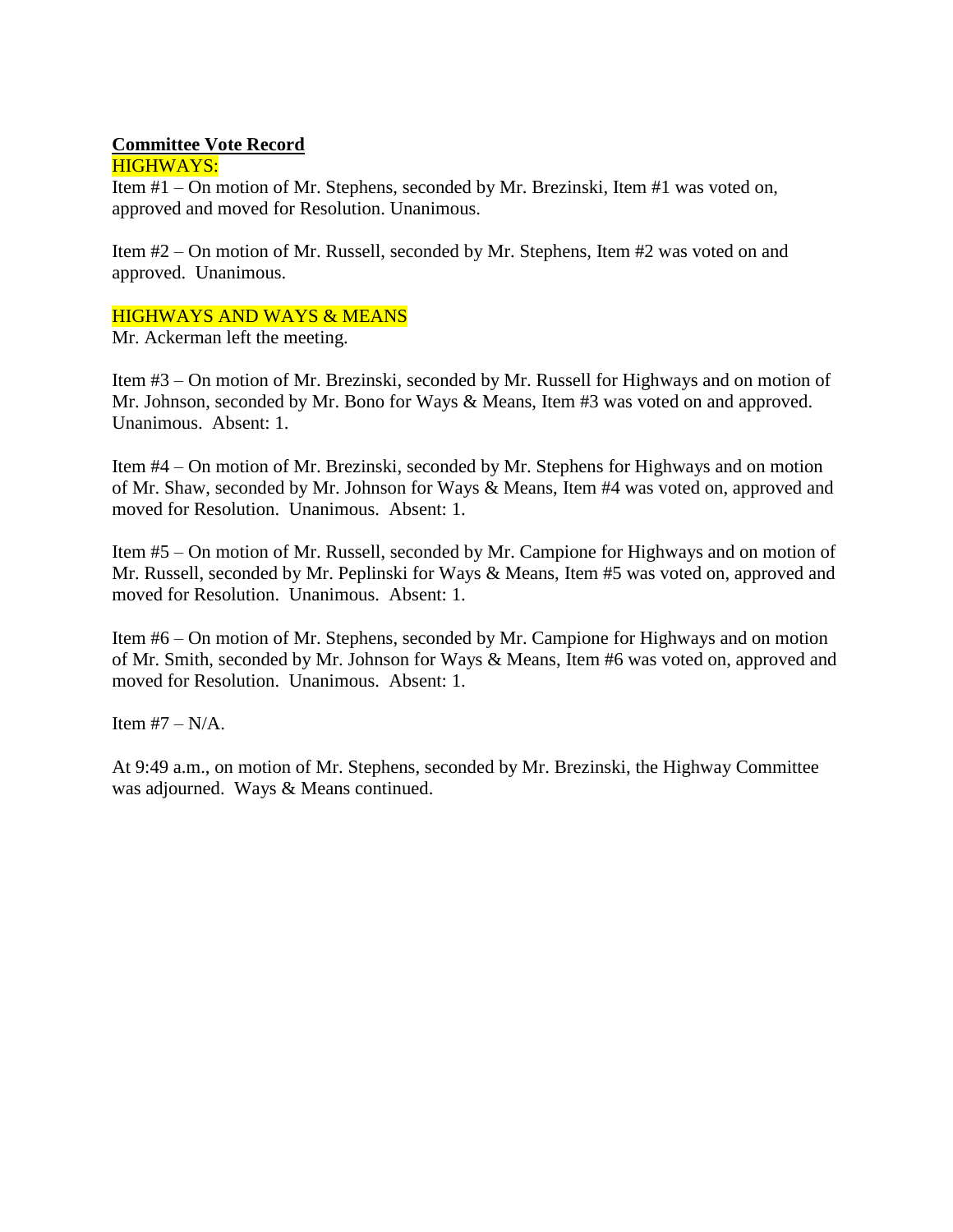**Committee Vote Record**

HIGHWAYS:

Item #1 – On motion of Mr. Stephens, seconded by Mr. Brezinski, Item #1 was voted on, approved and moved for Resolution. Unanimous.

Item #2 – On motion of Mr. Russell, seconded by Mr. Stephens, Item #2 was voted on and approved. Unanimous.

HIGHWAYS AND WAYS & MEANS

Mr. Ackerman left the meeting.

Item #3 – On motion of Mr. Brezinski, seconded by Mr. Russell for Highways and on motion of Mr. Johnson, seconded by Mr. Bono for Ways & Means, Item #3 was voted on and approved. Unanimous. Absent: 1.

Item #4 – On motion of Mr. Brezinski, seconded by Mr. Stephens for Highways and on motion of Mr. Shaw, seconded by Mr. Johnson for Ways & Means, Item #4 was voted on, approved and moved for Resolution. Unanimous. Absent: 1.

Item #5 – On motion of Mr. Russell, seconded by Mr. Campione for Highways and on motion of Mr. Russell, seconded by Mr. Peplinski for Ways & Means, Item #5 was voted on, approved and moved for Resolution. Unanimous. Absent: 1.

Item #6 – On motion of Mr. Stephens, seconded by Mr. Campione for Highways and on motion of Mr. Smith, seconded by Mr. Johnson for Ways & Means, Item #6 was voted on, approved and moved for Resolution. Unanimous. Absent: 1.

Item #7 – N/A.

At 9:49 a.m., on motion of Mr. Stephens, seconded by Mr. Brezinski, the Highway Committee was adjourned. Ways & Means continued.